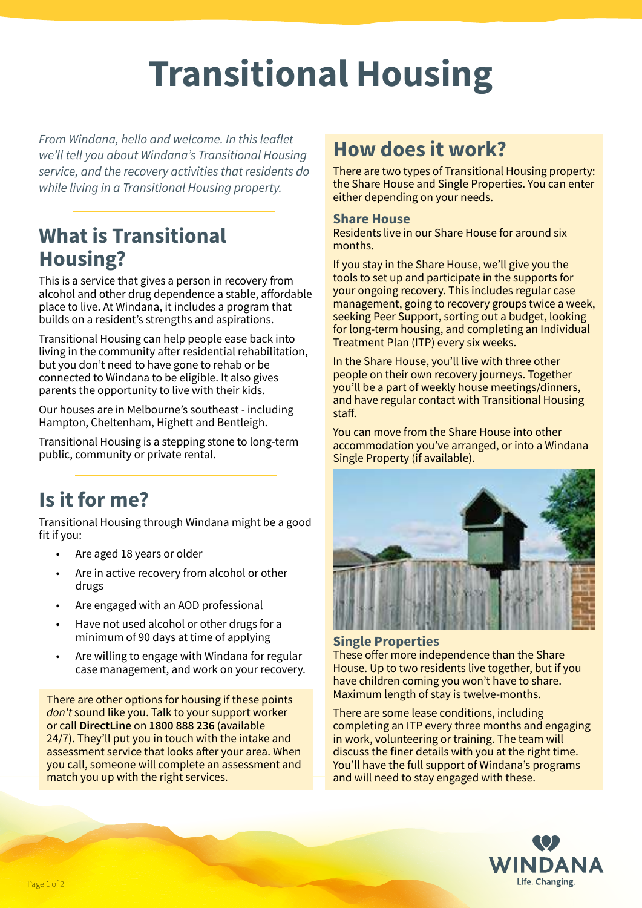# Transitional Housing

*From Windana, hello and welcome. In this leaflet we'll tell you about Windana's Transitional Housing service, and the recovery activities that residents do while living in a Transitional Housing property.*

## What is Transitional Housing?

This is a service that gives a person in recovery from alcohol and other drug dependence a stable, affordable place to live. At Windana, it includes a program that builds on a resident's strengths and aspirations.

Transitional Housing can help people ease back into living in the community after residential rehabilitation, but you don't need to have gone to rehab or be connected to Windana to be eligible. It also gives parents the opportunity to live with their kids.

Our houses are in Melbourne's southeast - including Hampton, Cheltenham, Highett and Bentleigh.

Transitional Housing is a stepping stone to long-term public, community or private rental.

## Is it for me?

Transitional Housing through Windana might be a good fit if you:

- Are aged 18 years or older
- Are in active recovery from alcohol or other drugs
- Are engaged with an AOD professional
- Have not used alcohol or other drugs for a minimum of 90 days at time of applying
- Are willing to engage with Windana for regular case management, and work on your recovery.

There are other options for housing if these points *don't* sound like you. Talk to your support worker or call **DirectLine** on **1800 888 236** (available 24/7). They'll put you in touch with the intake and assessment service that looks after your area. When you call, someone will complete an assessment and match you up with the right services.

## How does it work?

There are two types of Transitional Housing property: the Share House and Single Properties. You can enter either depending on your needs.

### Share House

Residents live in our Share House for around six months.

If you stay in the Share House, we'll give you the tools to set up and participate in the supports for your ongoing recovery. This includes regular case management, going to recovery groups twice a week, seeking Peer Support, sorting out a budget, looking for long-term housing, and completing an Individual Treatment Plan (ITP) every six weeks.

In the Share House, you'll live with three other people on their own recovery journeys. Together you'll be a part of weekly house meetings/dinners, and have regular contact with Transitional Housing staff.

You can move from the Share House into other accommodation you've arranged, or into a Windana Single Property (if available).

### Single Properties

These offer more independence than the Share House. Up to two residents live together, but if you have children coming you won't have to share. Maximum length of stay is twelve-months.

There are some lease conditions, including completing an ITP every three months and engaging in work, volunteering or training. The team will discuss the finer details with you at the right time. You'll have the full support of Windana's programs and will need to stay engaged with these.

WINDANA
Life. Changing.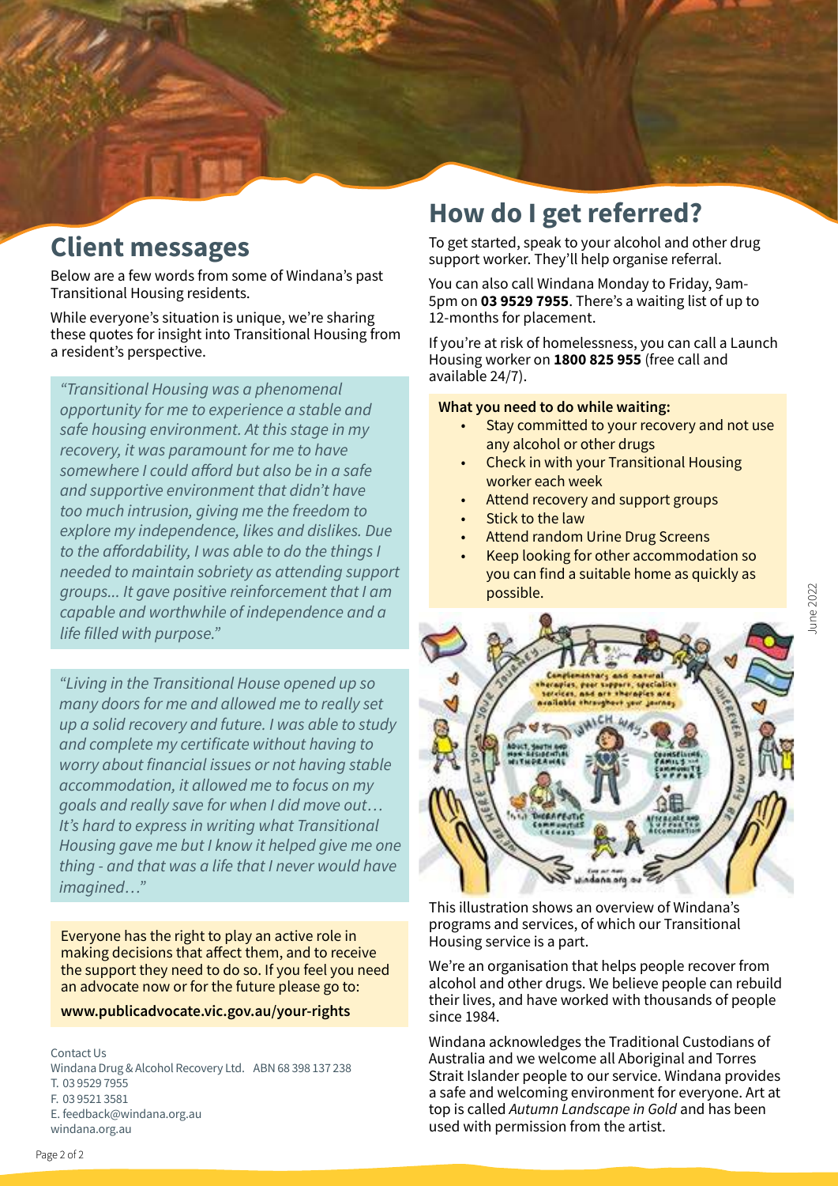## Client messages

Below are a few words from some of Windana's past Transitional Housing residents.

While everyone's situation is unique, we're sharing these quotes for insight into Transitional Housing from a resident's perspective.

> *"Transitional Housing was a phenomenal opportunity for me to experience a stable and safe housing environment. At this stage in my recovery, it was paramount for me to have somewhere I could afford but also be in a safe and supportive environment that didn't have too much intrusion, giving me the freedom to explore my independence, likes and dislikes. Due to the affordability, I was able to do the things I needed to maintain sobriety as attending support groups... It gave positive reinforcement that I am capable and worthwhile of independence and a life filled with purpose."*

> *"Living in the Transitional House opened up so many doors for me and allowed me to really set up a solid recovery and future. I was able to study and complete my certificate without having to worry about financial issues or not having stable accommodation, it allowed me to focus on my goals and really save for when I did move out… It's hard to express in writing what Transitional Housing gave me but I know it helped give me one thing - and that was a life that I never would have imagined…"*

Everyone has the right to play an active role in making decisions that affect them, and to receive the support they need to do so. If you feel you need an advocate now or for the future please go to:

**www.publicadvocate.vic.gov.au/your-rights**

Contact Us
Windana Drug & Alcohol Recovery Ltd. ABN 68 398 137 238
T. 03 9529 7955
F. 03 9521 3581
E. feedback@windana.org.au
windana.org.au

## How do I get referred?

To get started, speak to your alcohol and other drug support worker. They'll help organise referral.

You can also call Windana Monday to Friday, 9am-5pm on **03 9529 7955**. There's a waiting list of up to 12-months for placement.

If you're at risk of homelessness, you can call a Launch Housing worker on **1800 825 955** (free call and available 24/7).

**What you need to do while waiting:**

- Stay committed to your recovery and not use any alcohol or other drugs
- Check in with your Transitional Housing worker each week
- Attend recovery and support groups
- Stick to the law
- Attend random Urine Drug Screens
- Keep looking for other accommodation so you can find a suitable home as quickly as possible.

This illustration shows an overview of Windana's programs and services, of which our Transitional Housing service is a part.

We're an organisation that helps people recover from alcohol and other drugs. We believe people can rebuild their lives, and have worked with thousands of people since 1984.

Windana acknowledges the Traditional Custodians of Australia and we welcome all Aboriginal and Torres Strait Islander people to our service. Windana provides a safe and welcoming environment for everyone. Art at top is called *Autumn Landscape in Gold* and has been used with permission from the artist.

June 2022